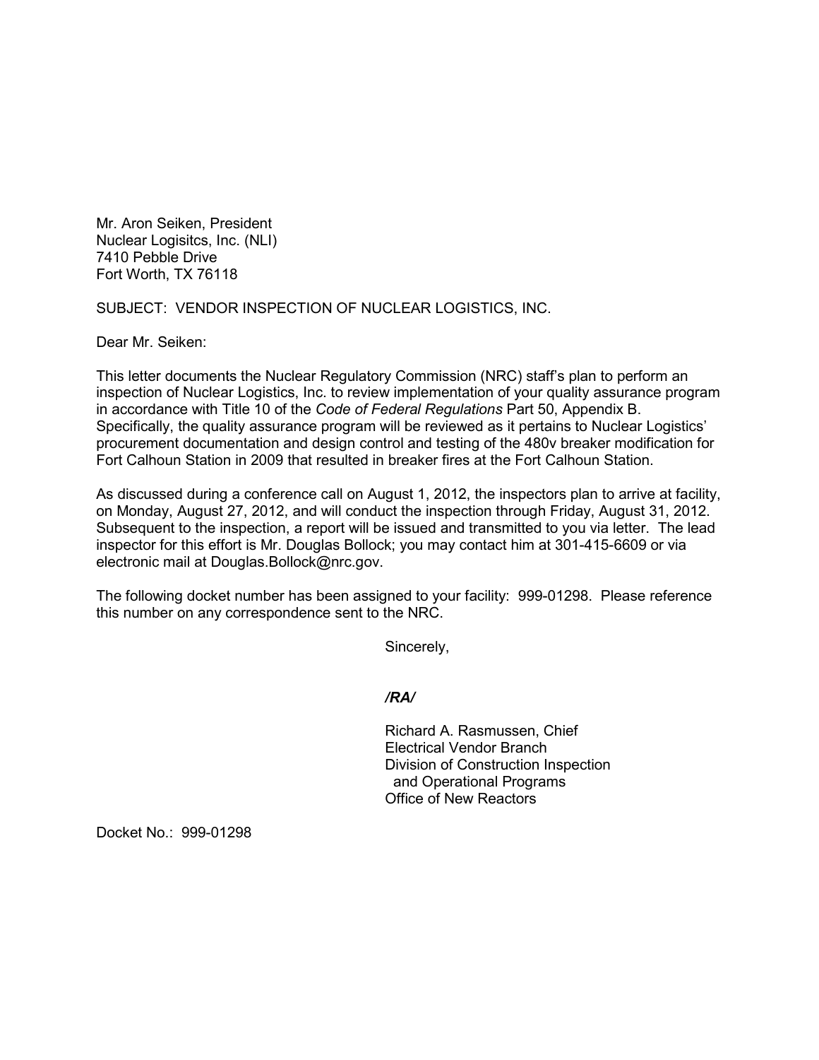Mr. Aron Seiken, President
Nuclear Logisitcs, Inc. (NLI)
7410 Pebble Drive
Fort Worth, TX 76118

SUBJECT: VENDOR INSPECTION OF NUCLEAR LOGISTICS, INC.

Dear Mr. Seiken:

This letter documents the Nuclear Regulatory Commission (NRC) staff's plan to perform an inspection of Nuclear Logistics, Inc. to review implementation of your quality assurance program in accordance with Title 10 of the *Code of Federal Regulations* Part 50, Appendix B. Specifically, the quality assurance program will be reviewed as it pertains to Nuclear Logistics' procurement documentation and design control and testing of the 480v breaker modification for Fort Calhoun Station in 2009 that resulted in breaker fires at the Fort Calhoun Station.

As discussed during a conference call on August 1, 2012, the inspectors plan to arrive at facility, on Monday, August 27, 2012, and will conduct the inspection through Friday, August 31, 2012. Subsequent to the inspection, a report will be issued and transmitted to you via letter. The lead inspector for this effort is Mr. Douglas Bollock; you may contact him at 301-415-6609 or via electronic mail at Douglas.Bollock@nrc.gov.

The following docket number has been assigned to your facility: 999-01298. Please reference this number on any correspondence sent to the NRC.

Sincerely,

*/RA/*

Richard A. Rasmussen, Chief
Electrical Vendor Branch
Division of Construction Inspection
and Operational Programs
Office of New Reactors

Docket No.: 999-01298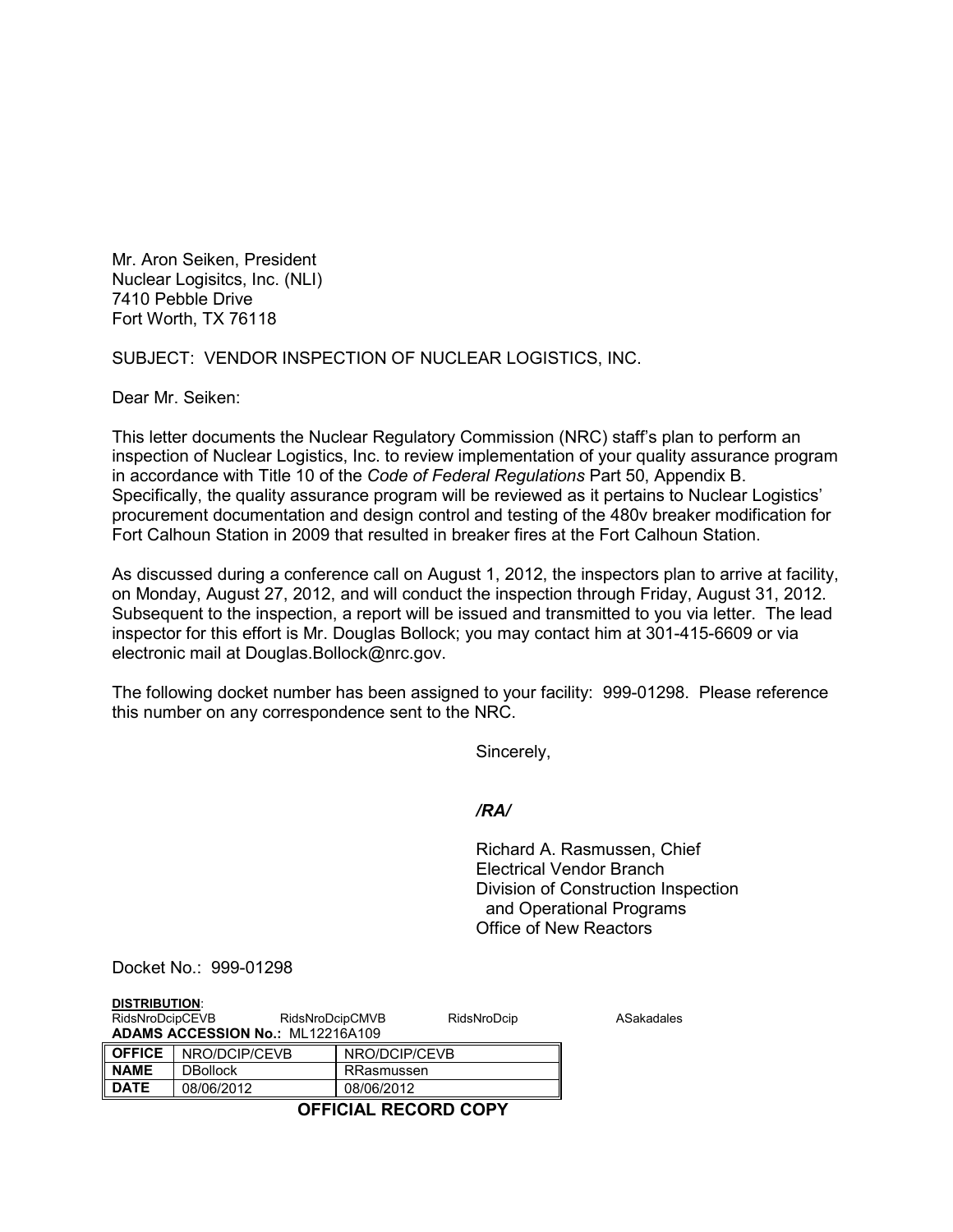Mr. Aron Seiken, President
Nuclear Logisitcs, Inc. (NLI)
7410 Pebble Drive
Fort Worth, TX 76118

SUBJECT: VENDOR INSPECTION OF NUCLEAR LOGISTICS, INC.

Dear Mr. Seiken:

This letter documents the Nuclear Regulatory Commission (NRC) staff's plan to perform an inspection of Nuclear Logistics, Inc. to review implementation of your quality assurance program in accordance with Title 10 of the *Code of Federal Regulations* Part 50, Appendix B. Specifically, the quality assurance program will be reviewed as it pertains to Nuclear Logistics' procurement documentation and design control and testing of the 480v breaker modification for Fort Calhoun Station in 2009 that resulted in breaker fires at the Fort Calhoun Station.

As discussed during a conference call on August 1, 2012, the inspectors plan to arrive at facility, on Monday, August 27, 2012, and will conduct the inspection through Friday, August 31, 2012. Subsequent to the inspection, a report will be issued and transmitted to you via letter. The lead inspector for this effort is Mr. Douglas Bollock; you may contact him at 301-415-6609 or via electronic mail at Douglas.Bollock@nrc.gov.

The following docket number has been assigned to your facility: 999-01298. Please reference this number on any correspondence sent to the NRC.

Sincerely,

*/RA/*

Richard A. Rasmussen, Chief
Electrical Vendor Branch
Division of Construction Inspection
and Operational Programs
Office of New Reactors

Docket No.: 999-01298

**DISTRIBUTION**:
RidsNroDcipCEVB RidsNroDcipCMVB RidsNroDcip ASakadales

**ADAMS ACCESSION No.:** ML12216A109

| | | |
|---|---|---|
| **OFFICE** | NRO/DCIP/CEVB | NRO/DCIP/CEVB |
| **NAME** | DBollock | RRasmussen |
| **DATE** | 08/06/2012 | 08/06/2012 |

**OFFICIAL RECORD COPY**